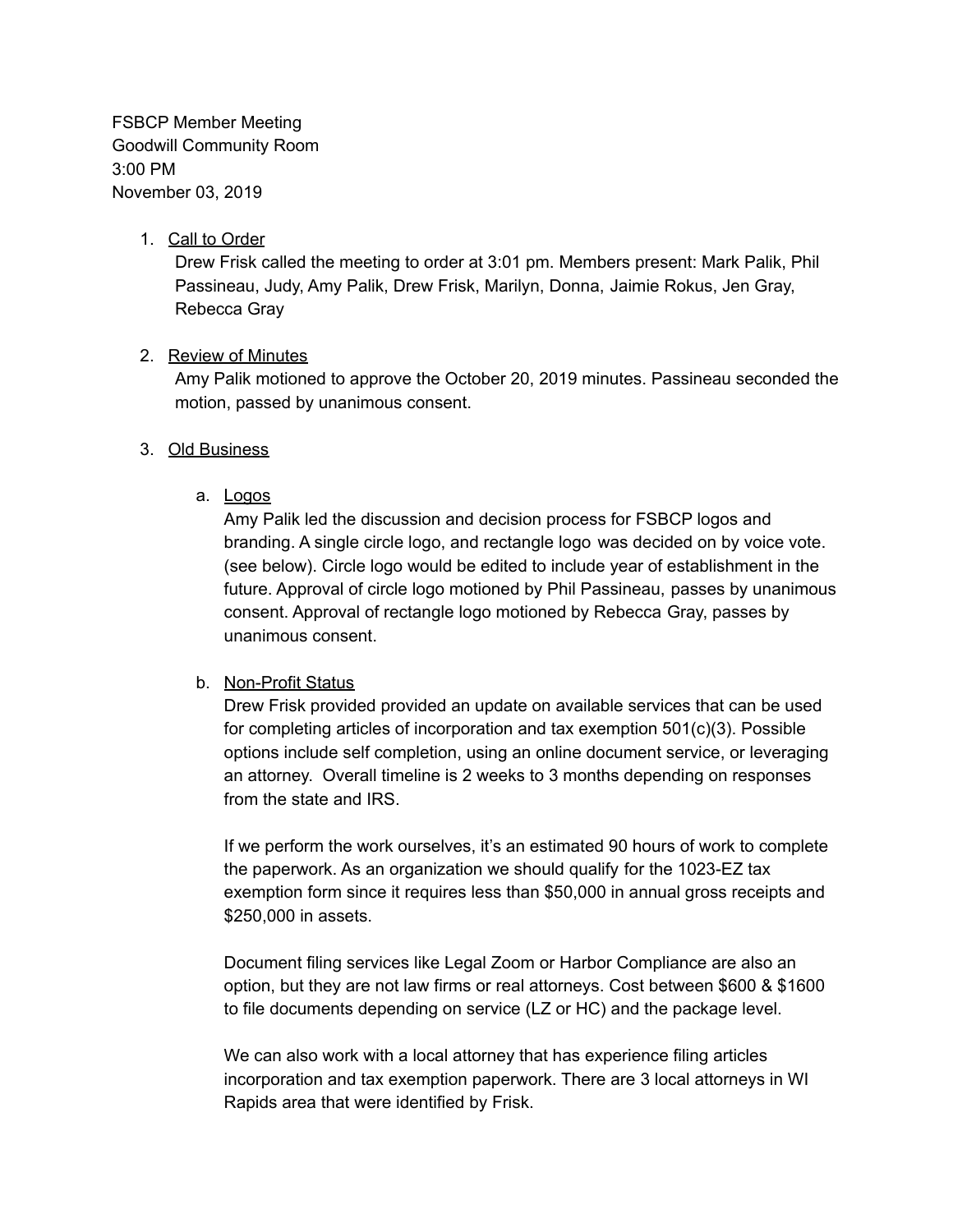FSBCP Member Meeting
Goodwill Community Room
3:00 PM
November 03, 2019

1. Call to Order

   Drew Frisk called the meeting to order at 3:01 pm. Members present: Mark Palik, Phil Passineau, Judy, Amy Palik, Drew Frisk, Marilyn, Donna, Jaimie Rokus, Jen Gray, Rebecca Gray

2. Review of Minutes

   Amy Palik motioned to approve the October 20, 2019 minutes. Passineau seconded the motion, passed by unanimous consent.

3. Old Business

   a. Logos

      Amy Palik led the discussion and decision process for FSBCP logos and branding. A single circle logo, and rectangle logo was decided on by voice vote. (see below). Circle logo would be edited to include year of establishment in the future. Approval of circle logo motioned by Phil Passineau, passes by unanimous consent. Approval of rectangle logo motioned by Rebecca Gray, passes by unanimous consent.

   b. Non-Profit Status

      Drew Frisk provided provided an update on available services that can be used for completing articles of incorporation and tax exemption 501(c)(3). Possible options include self completion, using an online document service, or leveraging an attorney. Overall timeline is 2 weeks to 3 months depending on responses from the state and IRS.

      If we perform the work ourselves, it's an estimated 90 hours of work to complete the paperwork. As an organization we should qualify for the 1023-EZ tax exemption form since it requires less than $50,000 in annual gross receipts and $250,000 in assets.

      Document filing services like Legal Zoom or Harbor Compliance are also an option, but they are not law firms or real attorneys. Cost between $600 & $1600 to file documents depending on service (LZ or HC) and the package level.

      We can also work with a local attorney that has experience filing articles incorporation and tax exemption paperwork. There are 3 local attorneys in WI Rapids area that were identified by Frisk.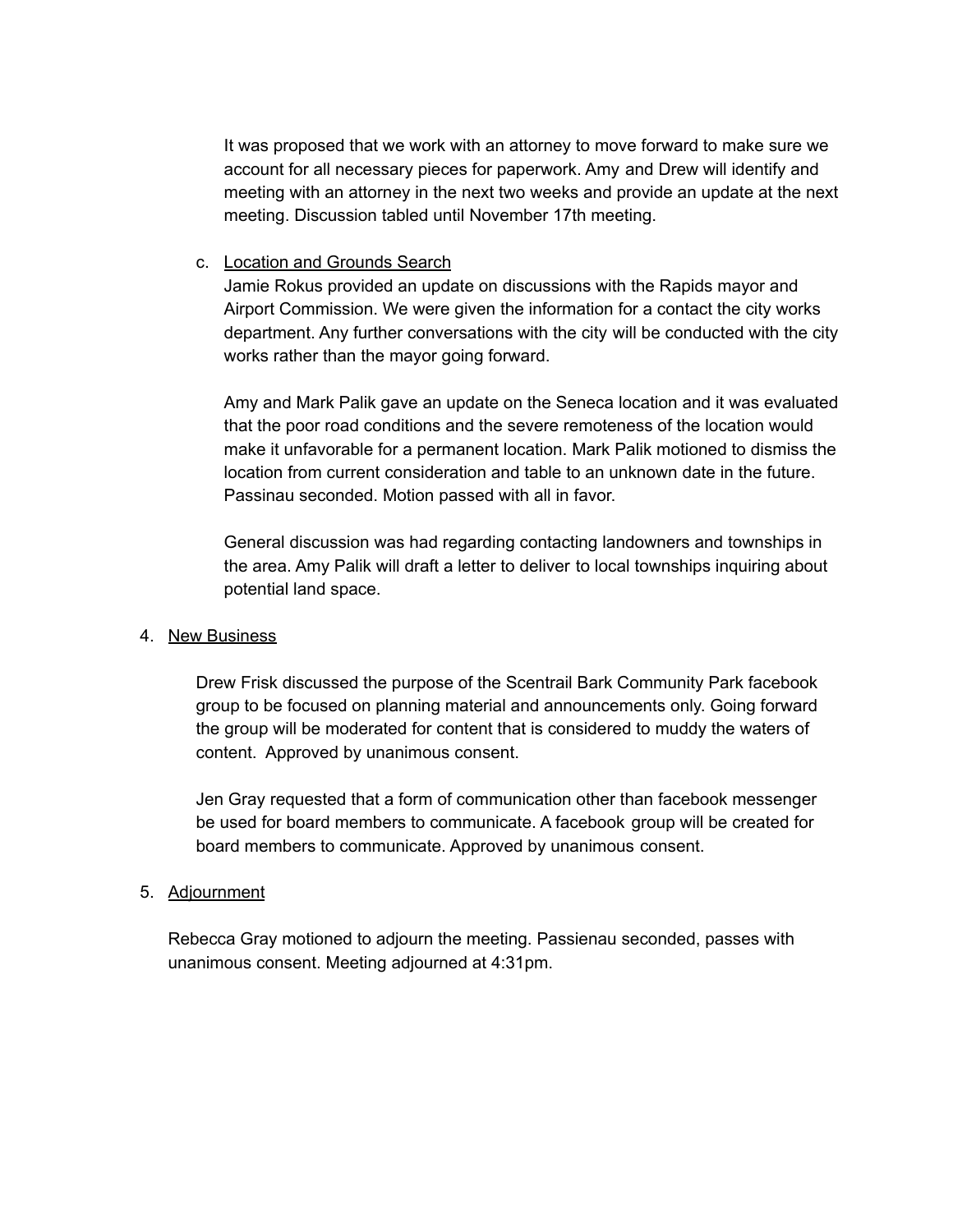It was proposed that we work with an attorney to move forward to make sure we account for all necessary pieces for paperwork. Amy and Drew will identify and meeting with an attorney in the next two weeks and provide an update at the next meeting. Discussion tabled until November 17th meeting.

c. Location and Grounds Search
   Jamie Rokus provided an update on discussions with the Rapids mayor and Airport Commission. We were given the information for a contact the city works department. Any further conversations with the city will be conducted with the city works rather than the mayor going forward.

   Amy and Mark Palik gave an update on the Seneca location and it was evaluated that the poor road conditions and the severe remoteness of the location would make it unfavorable for a permanent location. Mark Palik motioned to dismiss the location from current consideration and table to an unknown date in the future. Passinau seconded. Motion passed with all in favor.

   General discussion was had regarding contacting landowners and townships in the area. Amy Palik will draft a letter to deliver to local townships inquiring about potential land space.

4. New Business

   Drew Frisk discussed the purpose of the Scentrail Bark Community Park facebook group to be focused on planning material and announcements only. Going forward the group will be moderated for content that is considered to muddy the waters of content. Approved by unanimous consent.

   Jen Gray requested that a form of communication other than facebook messenger be used for board members to communicate. A facebook group will be created for board members to communicate. Approved by unanimous consent.

5. Adjournment

   Rebecca Gray motioned to adjourn the meeting. Passienau seconded, passes with unanimous consent. Meeting adjourned at 4:31pm.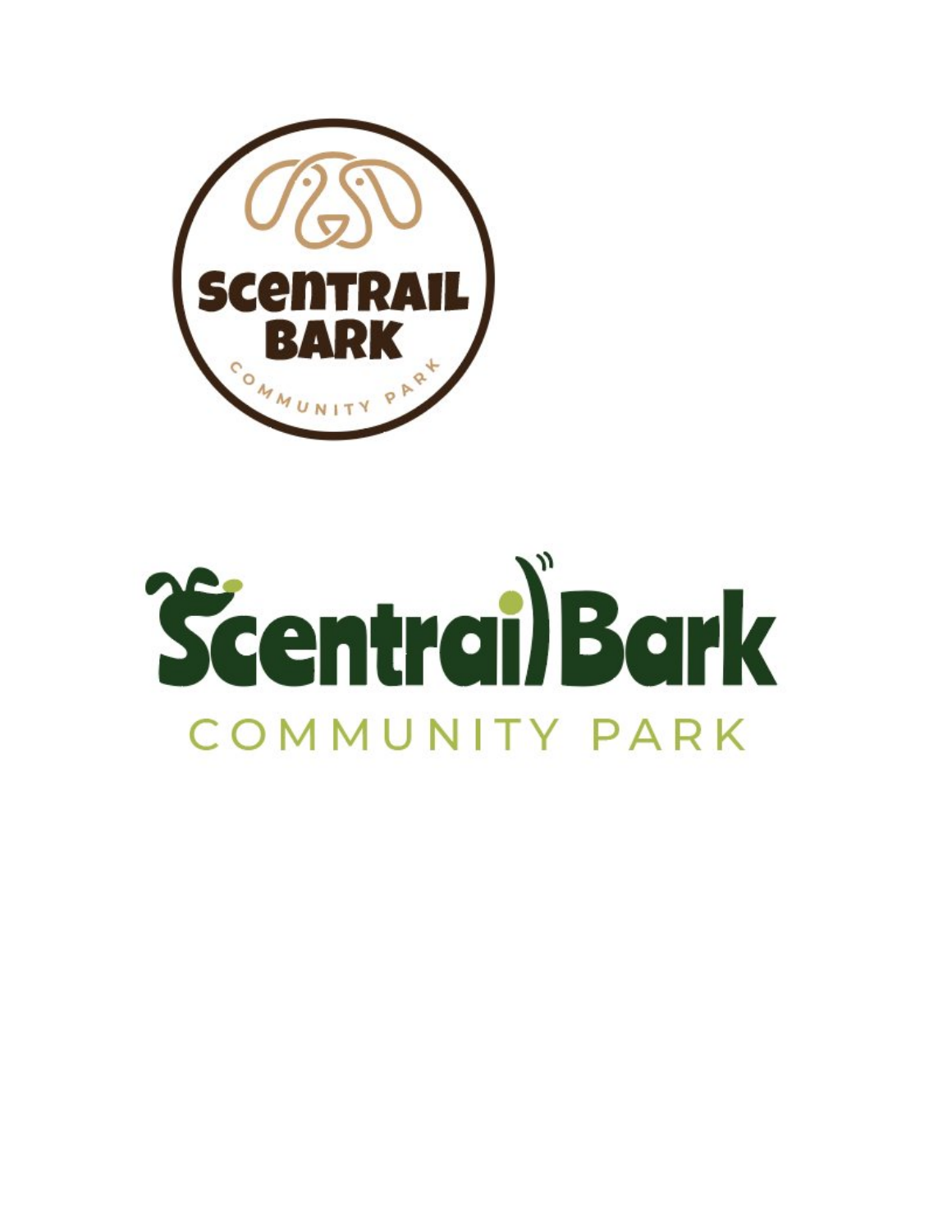SCENTRAIL BARK

COMMUNITY PARK

ScentrailBark

COMMUNITY PARK